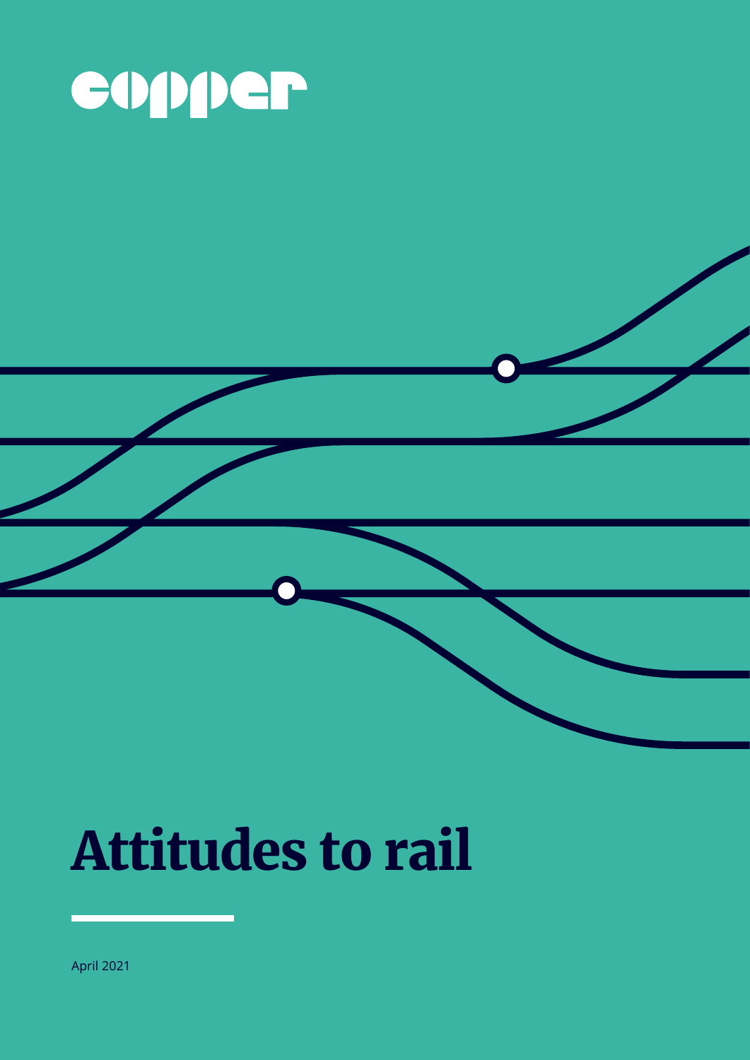copper

# Attitudes to rail

April 2021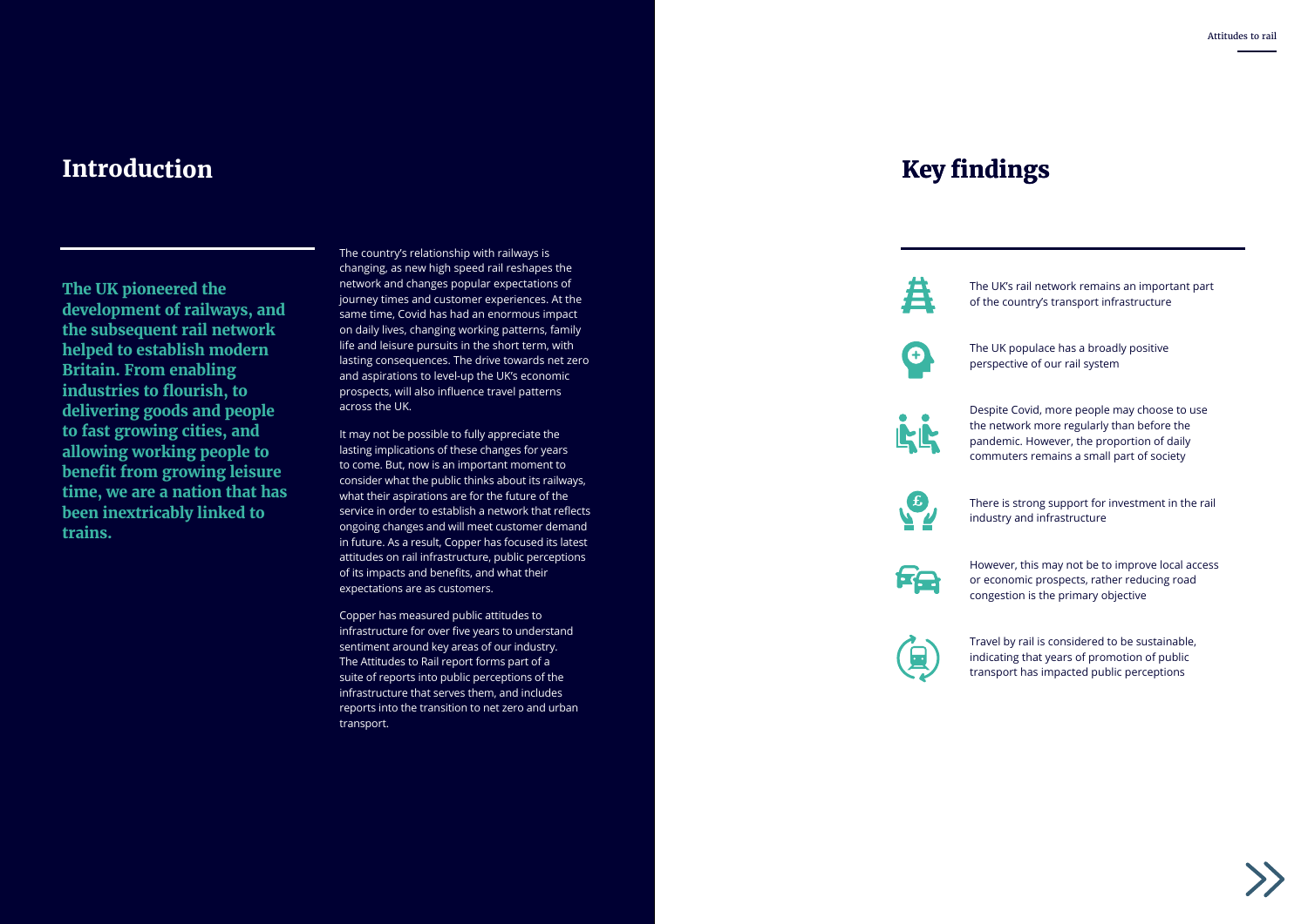## Introduction

**The UK pioneered the development of railways, and the subsequent rail network helped to establish modern Britain. From enabling industries to flourish, to delivering goods and people to fast growing cities, and allowing working people to benefit from growing leisure time, we are a nation that has been inextricably linked to trains.**

The country's relationship with railways is changing, as new high speed rail reshapes the network and changes popular expectations of journey times and customer experiences. At the same time, Covid has had an enormous impact on daily lives, changing working patterns, family life and leisure pursuits in the short term, with lasting consequences. The drive towards net zero and aspirations to level-up the UK's economic prospects, will also influence travel patterns across the UK.

It may not be possible to fully appreciate the lasting implications of these changes for years to come. But, now is an important moment to consider what the public thinks about its railways, what their aspirations are for the future of the service in order to establish a network that reflects ongoing changes and will meet customer demand in future. As a result, Copper has focused its latest attitudes on rail infrastructure, public perceptions of its impacts and benefits, and what their expectations are as customers.

Copper has measured public attitudes to infrastructure for over five years to understand sentiment around key areas of our industry. The Attitudes to Rail report forms part of a suite of reports into public perceptions of the infrastructure that serves them, and includes reports into the transition to net zero and urban transport.

## Key findings

- The UK's rail network remains an important part of the country's transport infrastructure
- The UK populace has a broadly positive perspective of our rail system
- Despite Covid, more people may choose to use the network more regularly than before the pandemic. However, the proportion of daily commuters remains a small part of society
- There is strong support for investment in the rail industry and infrastructure
- However, this may not be to improve local access or economic prospects, rather reducing road congestion is the primary objective
- Travel by rail is considered to be sustainable, indicating that years of promotion of public transport has impacted public perceptions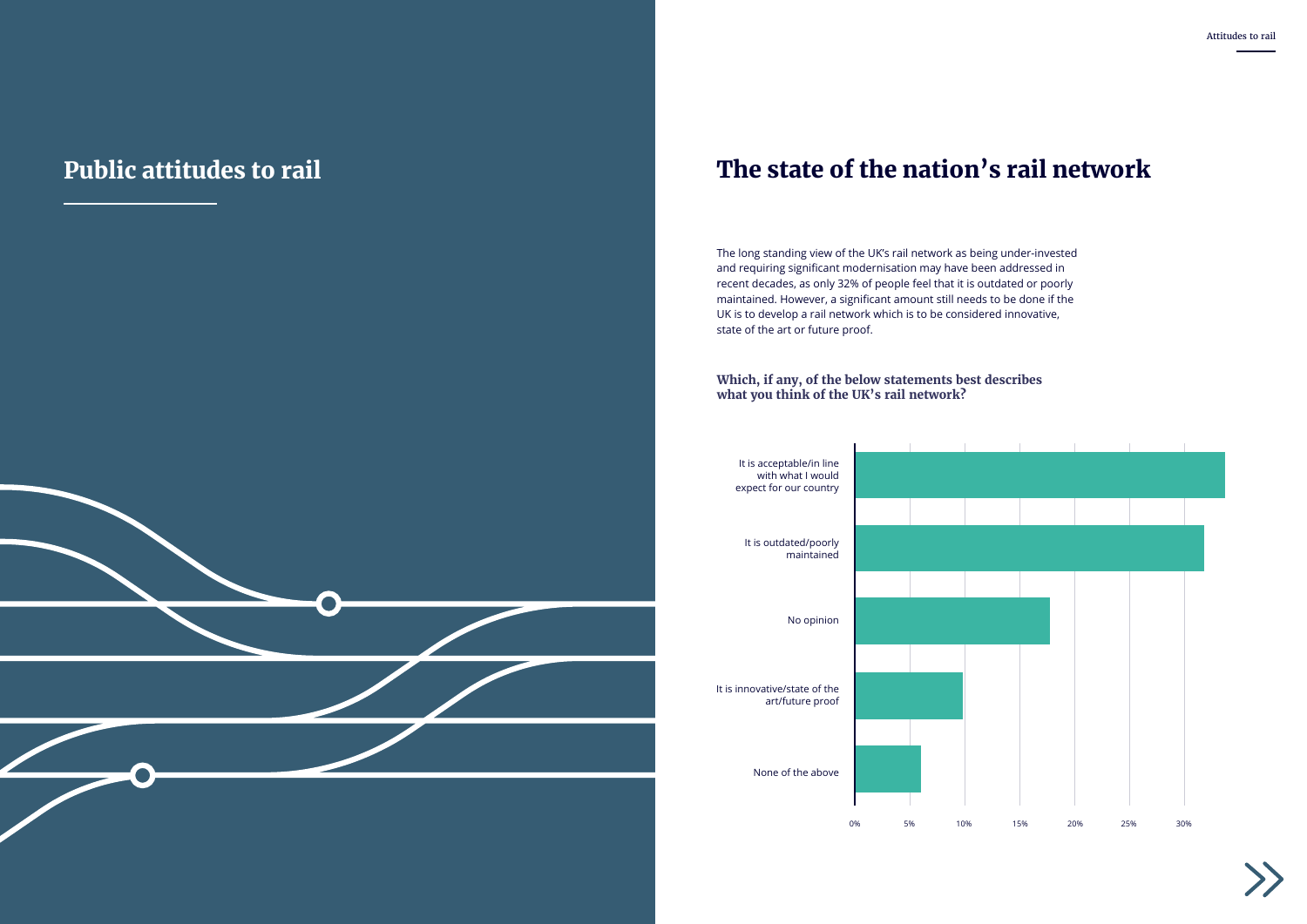# Public attitudes to rail

## The state of the nation's rail network

The long standing view of the UK's rail network as being under-invested and requiring significant modernisation may have been addressed in recent decades, as only 32% of people feel that it is outdated or poorly maintained. However, a significant amount still needs to be done if the UK is to develop a rail network which is to be considered innovative, state of the art or future proof.

### Which, if any, of the below statements best describes what you think of the UK's rail network?

It is acceptable/in line with what I would expect for our country

It is outdated/poorly maintained

No opinion

It is innovative/state of the art/future proof

None of the above

0% 5% 10% 15% 20% 25% 30%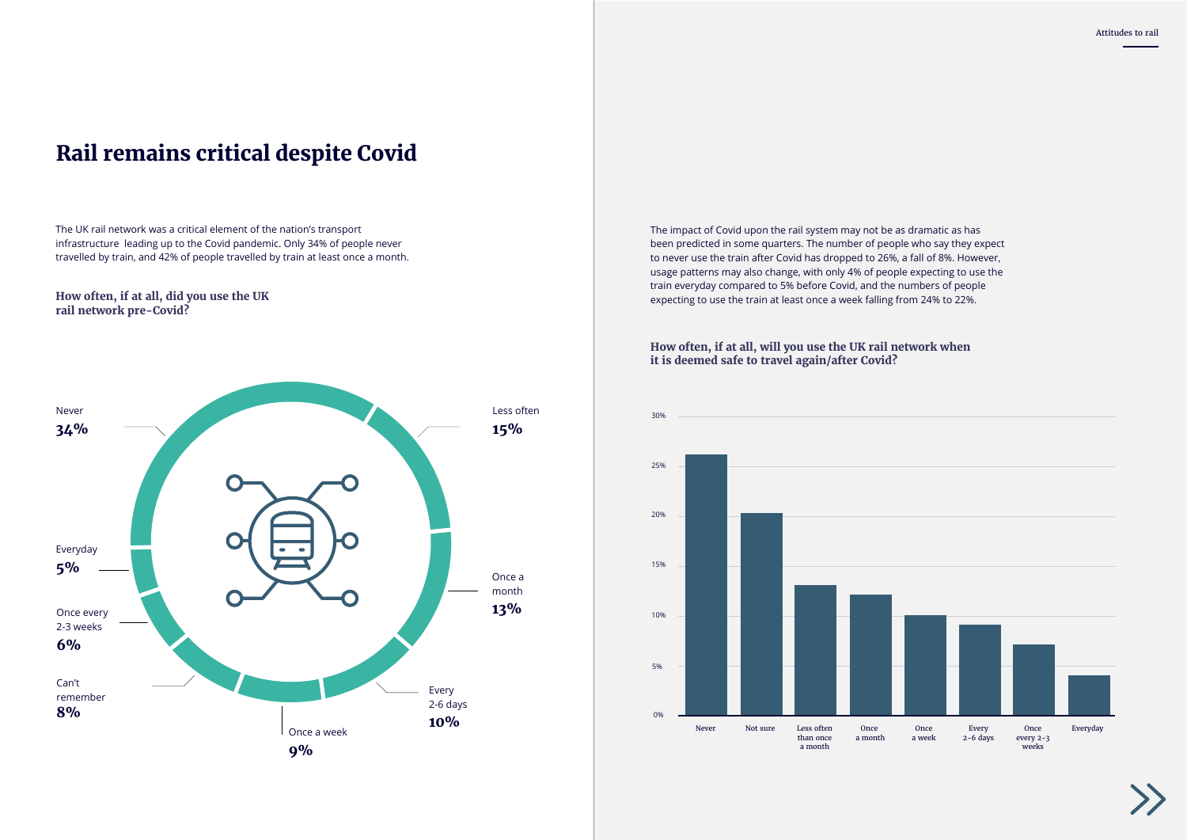# Rail remains critical despite Covid

The UK rail network was a critical element of the nation's transport infrastructure  leading up to the Covid pandemic. Only 34% of people never travelled by train, and 42% of people travelled by train at least once a month.

### How often, if at all, did you use the UK rail network pre-Covid?

| Response | Percentage |
|---|---|
| Never | 34% |
| Less often | 15% |
| Once a month | 13% |
| Every 2-6 days | 10% |
| Once a week | 9% |
| Can't remember | 8% |
| Once every 2-3 weeks | 6% |
| Everyday | 5% |

The impact of Covid upon the rail system may not be as dramatic as has been predicted in some quarters. The number of people who say they expect to never use the train after Covid has dropped to 26%, a fall of 8%. However, usage patterns may also change, with only 4% of people expecting to use the train everyday compared to 5% before Covid, and the numbers of people expecting to use the train at least once a week falling from 24% to 22%.

### How often, if at all, will you use the UK rail network when it is deemed safe to travel again/after Covid?

| Response | Percentage (approx.) |
|---|---|
| Never | 26% |
| Not sure | 20% |
| Less often than once a month | 13% |
| Once a month | 12% |
| Once a week | 10% |
| Every 2-6 days | 9% |
| Once every 2-3 weeks | 7% |
| Everyday | 4% |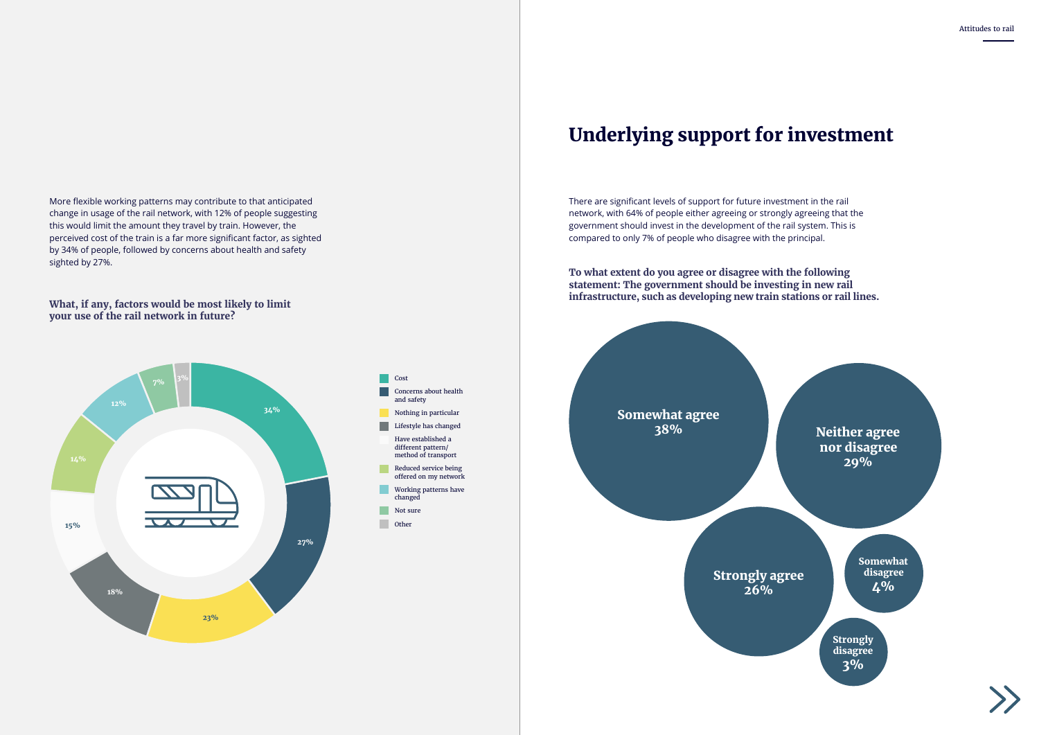More flexible working patterns may contribute to that anticipated change in usage of the rail network, with 12% of people suggesting this would limit the amount they travel by train. However, the perceived cost of the train is a far more significant factor, as sighted by 34% of people, followed by concerns about health and safety sighted by 27%.

**What, if any, factors would be most likely to limit your use of the rail network in future?**

| Factor | % |
|---|---|
| Cost | 34% |
| Concerns about health and safety | 27% |
| Nothing in particular | 23% |
| Lifestyle has changed | 18% |
| Have established a different pattern/ method of transport | 15% |
| Reduced service being offered on my network | 14% |
| Working patterns have changed | 12% |
| Not sure | 7% |
| Other | 3% |

# Underlying support for investment

There are significant levels of support for future investment in the rail network, with 64% of people either agreeing or strongly agreeing that the government should invest in the development of the rail system. This is compared to only 7% of people who disagree with the principal.

**To what extent do you agree or disagree with the following statement: The government should be investing in new rail infrastructure, such as developing new train stations or rail lines.**

| Response | % |
|---|---|
| Somewhat agree | 38% |
| Neither agree nor disagree | 29% |
| Strongly agree | 26% |
| Somewhat disagree | 4% |
| Strongly disagree | 3% |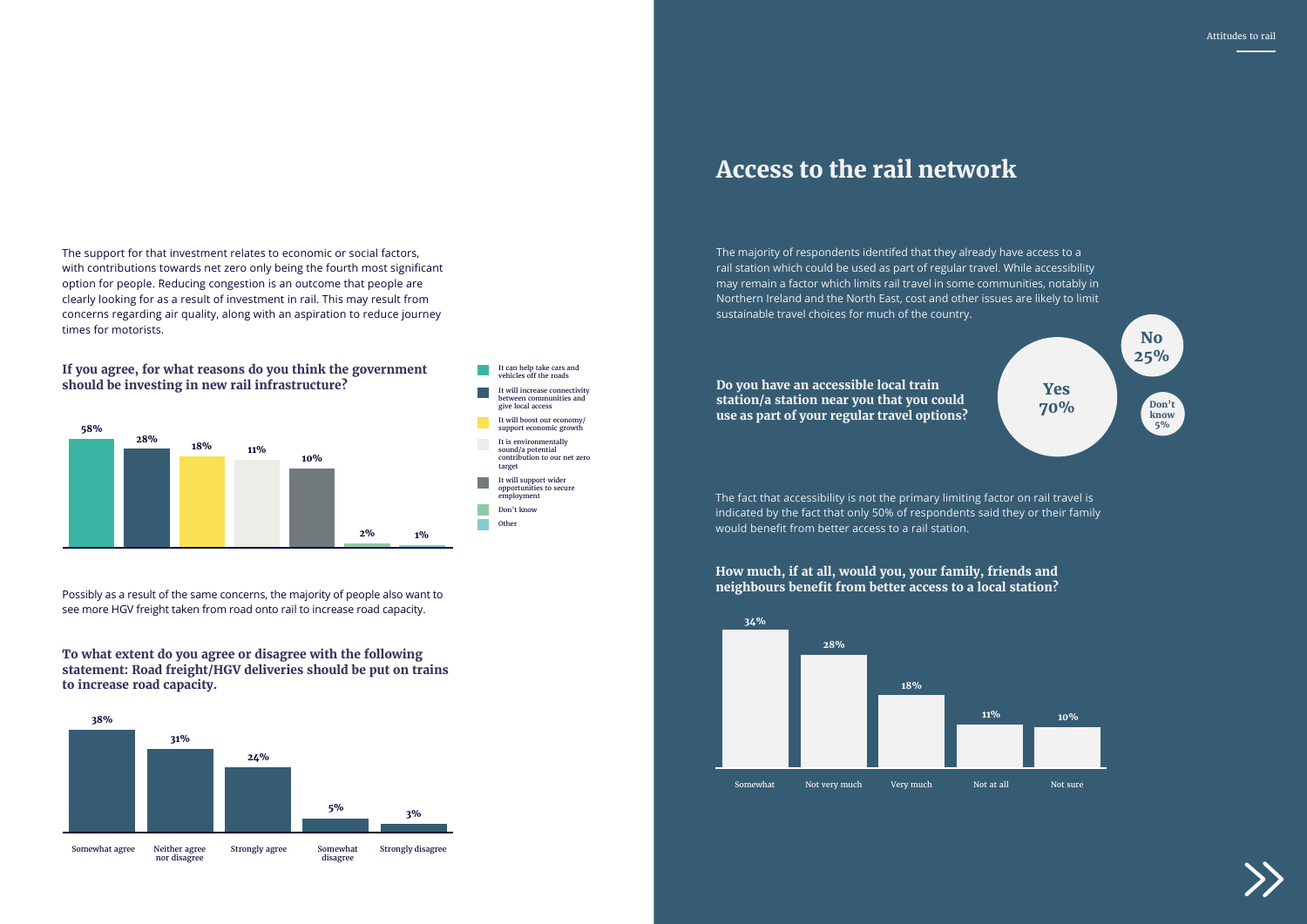The support for that investment relates to economic or social factors, with contributions towards net zero only being the fourth most significant option for people. Reducing congestion is an outcome that people are clearly looking for as a result of investment in rail. This may result from concerns regarding air quality, along with an aspiration to reduce journey times for motorists.

**If you agree, for what reasons do you think the government should be investing in new rail infrastructure?**

| Reason | % |
|---|---|
| It can help take cars and vehicles off the roads | 58% |
| It will increase connectivity between communities and give local access | 28% |
| It will boost our economy/ support economic growth | 18% |
| It is environmentally sound/a potential contribution to our net zero target | 11% |
| It will support wider opportunities to secure employment | 10% |
| Don't know | 2% |
| Other | 1% |

Possibly as a result of the same concerns, the majority of people also want to see more HGV freight taken from road onto rail to increase road capacity.

**To what extent do you agree or disagree with the following statement: Road freight/HGV deliveries should be put on trains to increase road capacity.**

| Response | % |
|---|---|
| Somewhat agree | 38% |
| Neither agree nor disagree | 31% |
| Strongly agree | 24% |
| Somewhat disagree | 5% |
| Strongly disagree | 3% |

# Access to the rail network

The majority of respondents identifed that they already have access to a rail station which could be used as part of regular travel. While accessibility may remain a factor which limits rail travel in some communities, notably in Northern Ireland and the North East, cost and other issues are likely to limit sustainable travel choices for much of the country.

**Do you have an accessible local train station/a station near you that you could use as part of your regular travel options?**

| Response | % |
|---|---|
| Yes | 70% |
| No | 25% |
| Don't know | 5% |

The fact that accessibility is not the primary limiting factor on rail travel is indicated by the fact that only 50% of respondents said they or their family would benefit from better access to a rail station.

**How much, if at all, would you, your family, friends and neighbours benefit from better access to a local station?**

| Response | % |
|---|---|
| Somewhat | 34% |
| Not very much | 28% |
| Very much | 18% |
| Not at all | 11% |
| Not sure | 10% |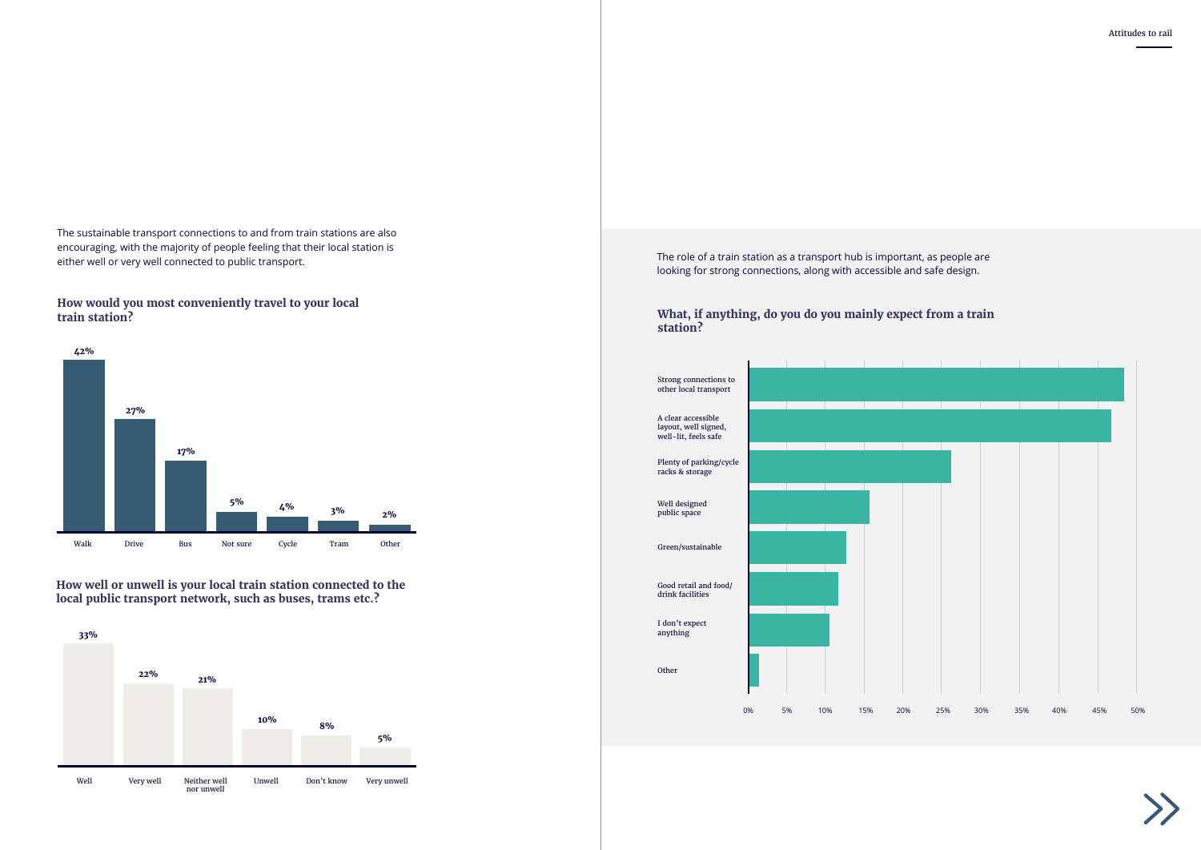The sustainable transport connections to and from train stations are also encouraging, with the majority of people feeling that their local station is either well or very well connected to public transport.

### How would you most conveniently travel to your local train station?

| Walk | Drive | Bus | Not sure | Cycle | Tram | Other |
|---|---|---|---|---|---|---|
| 42% | 27% | 17% | 5% | 4% | 3% | 2% |

### How well or unwell is your local train station connected to the local public transport network, such as buses, trams etc.?

| Well | Very well | Neither well nor unwell | Unwell | Don't know | Very unwell |
|---|---|---|---|---|---|
| 33% | 22% | 21% | 10% | 8% | 5% |

The role of a train station as a transport hub is important, as people are looking for strong connections, along with accessible and safe design.

### What, if anything, do you do you mainly expect from a train station?

- Strong connections to other local transport
- A clear accessible layout, well signed, well-lit, feels safe
- Plenty of parking/cycle racks & storage
- Well designed public space
- Green/sustainable
- Good retail and food/drink facilities
- I don't expect anything
- Other

Axis: 0% 5% 10% 15% 20% 25% 30% 35% 40% 45% 50%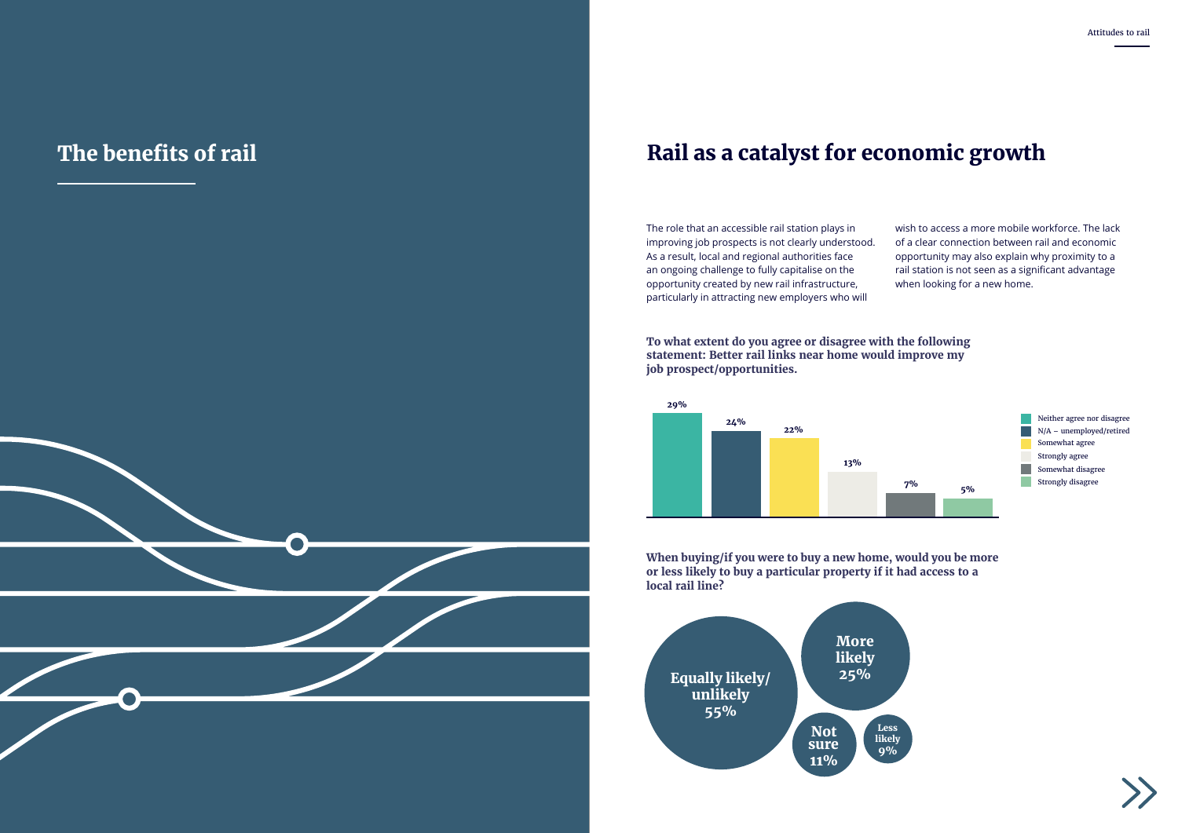# The benefits of rail

## Rail as a catalyst for economic growth

The role that an accessible rail station plays in improving job prospects is not clearly understood. As a result, local and regional authorities face an ongoing challenge to fully capitalise on the opportunity created by new rail infrastructure, particularly in attracting new employers who will wish to access a more mobile workforce. The lack of a clear connection between rail and economic opportunity may also explain why proximity to a rail station is not seen as a significant advantage when looking for a new home.

**To what extent do you agree or disagree with the following statement: Better rail links near home would improve my job prospect/opportunities.**

| Response | % |
|---|---|
| Neither agree nor disagree | 29% |
| N/A – unemployed/retired | 24% |
| Somewhat agree | 22% |
| Strongly agree | 13% |
| Somewhat disagree | 7% |
| Strongly disagree | 5% |

**When buying/if you were to buy a new home, would you be more or less likely to buy a particular property if it had access to a local rail line?**

| Response | % |
|---|---|
| Equally likely/unlikely | 55% |
| More likely | 25% |
| Not sure | 11% |
| Less likely | 9% |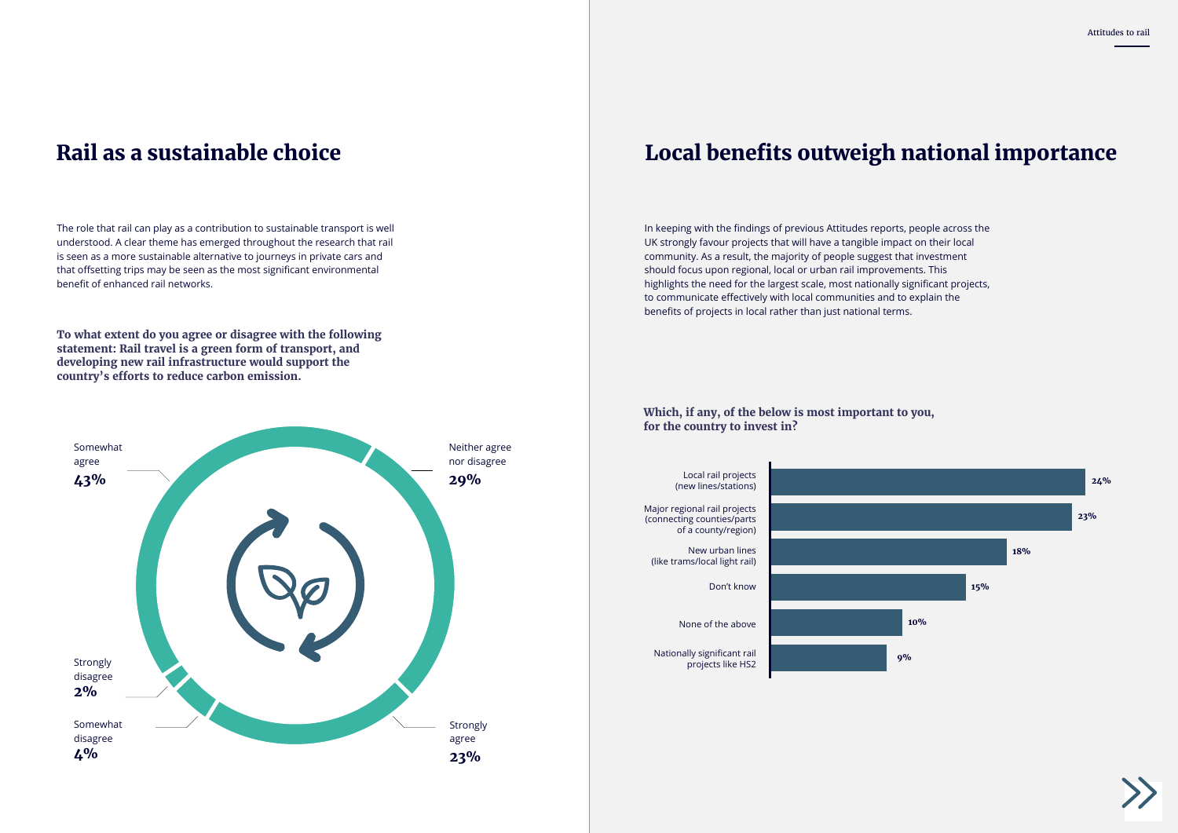## Rail as a sustainable choice

The role that rail can play as a contribution to sustainable transport is well understood. A clear theme has emerged throughout the research that rail is seen as a more sustainable alternative to journeys in private cars and that offsetting trips may be seen as the most significant environmental benefit of enhanced rail networks.

**To what extent do you agree or disagree with the following statement: Rail travel is a green form of transport, and developing new rail infrastructure would support the country's efforts to reduce carbon emission.**

| Response | % |
|---|---|
| Somewhat agree | 43% |
| Neither agree nor disagree | 29% |
| Strongly agree | 23% |
| Somewhat disagree | 4% |
| Strongly disagree | 2% |

## Local benefits outweigh national importance

In keeping with the findings of previous Attitudes reports, people across the UK strongly favour projects that will have a tangible impact on their local community. As a result, the majority of people suggest that investment should focus upon regional, local or urban rail improvements. This highlights the need for the largest scale, most nationally significant projects, to communicate effectively with local communities and to explain the benefits of projects in local rather than just national terms.

**Which, if any, of the below is most important to you, for the country to invest in?**

| Option | % |
|---|---|
| Local rail projects (new lines/stations) | 24% |
| Major regional rail projects (connecting counties/parts of a county/region) | 23% |
| New urban lines (like trams/local light rail) | 18% |
| Don't know | 15% |
| None of the above | 10% |
| Nationally significant rail projects like HS2 | 9% |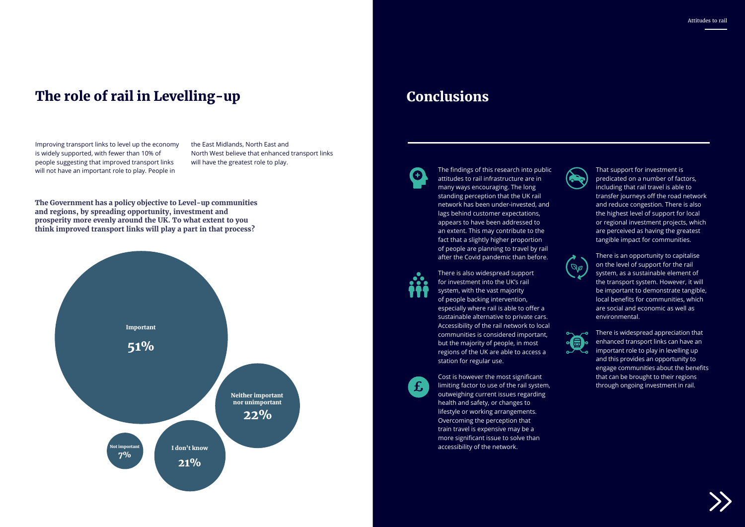## The role of rail in Levelling-up

Improving transport links to level up the economy is widely supported, with fewer than 10% of people suggesting that improved transport links will not have an important role to play. People in the East Midlands, North East and North West believe that enhanced transport links will have the greatest role to play.

**The Government has a policy objective to Level-up communities and regions, by spreading opportunity, investment and prosperity more evenly around the UK. To what extent to you think improved transport links will play a part in that process?**

| Response | % |
|---|---|
| Important | 51% |
| Neither important nor unimportant | 22% |
| I don't know | 21% |
| Not important | 7% |

## Conclusions

The findings of this research into public attitudes to rail infrastructure are in many ways encouraging. The long standing perception that the UK rail network has been under-invested, and lags behind customer expectations, appears to have been addressed to an extent. This may contribute to the fact that a slightly higher proportion of people are planning to travel by rail after the Covid pandemic than before.

There is also widespread support for investment into the UK's rail system, with the vast majority of people backing intervention, especially where rail is able to offer a sustainable alternative to private cars. Accessibility of the rail network to local communities is considered important, but the majority of people, in most regions of the UK are able to access a station for regular use.

Cost is however the most significant limiting factor to use of the rail system, outweighing current issues regarding health and safety, or changes to lifestyle or working arrangements. Overcoming the perception that train travel is expensive may be a more significant issue to solve than accessibility of the network.

That support for investment is predicated on a number of factors, including that rail travel is able to transfer journeys off the road network and reduce congestion. There is also the highest level of support for local or regional investment projects, which are perceived as having the greatest tangible impact for communities.

There is an opportunity to capitalise on the level of support for the rail system, as a sustainable element of the transport system. However, it will be important to demonstrate tangible, local benefits for communities, which are social and economic as well as environmental.

There is widespread appreciation that enhanced transport links can have an important role to play in levelling up and this provides an opportunity to engage communities about the benefits that can be brought to their regions through ongoing investment in rail.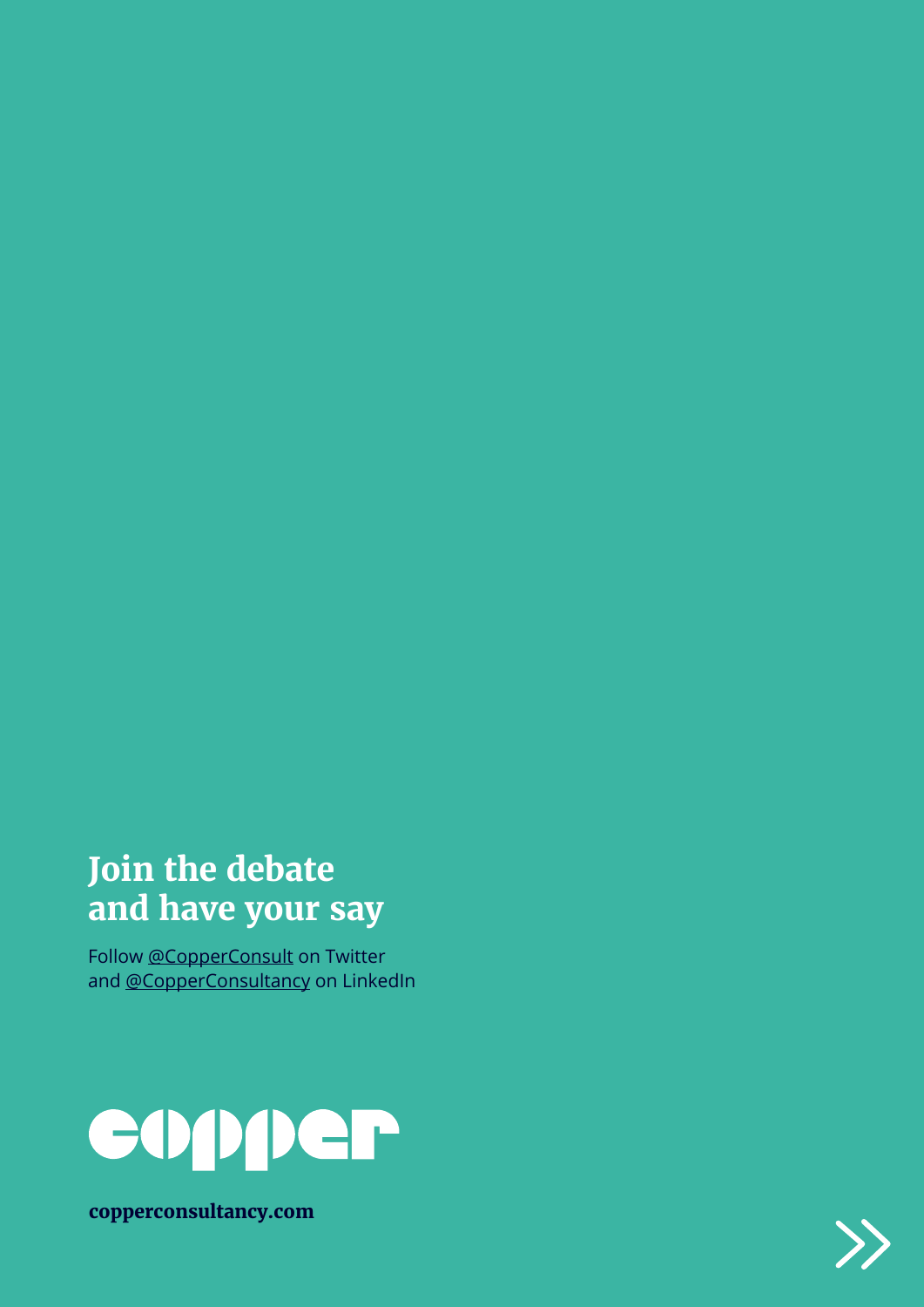## Join the debate and have your say

Follow @CopperConsult on Twitter and @CopperConsultancy on LinkedIn

copper

**copperconsultancy.com**